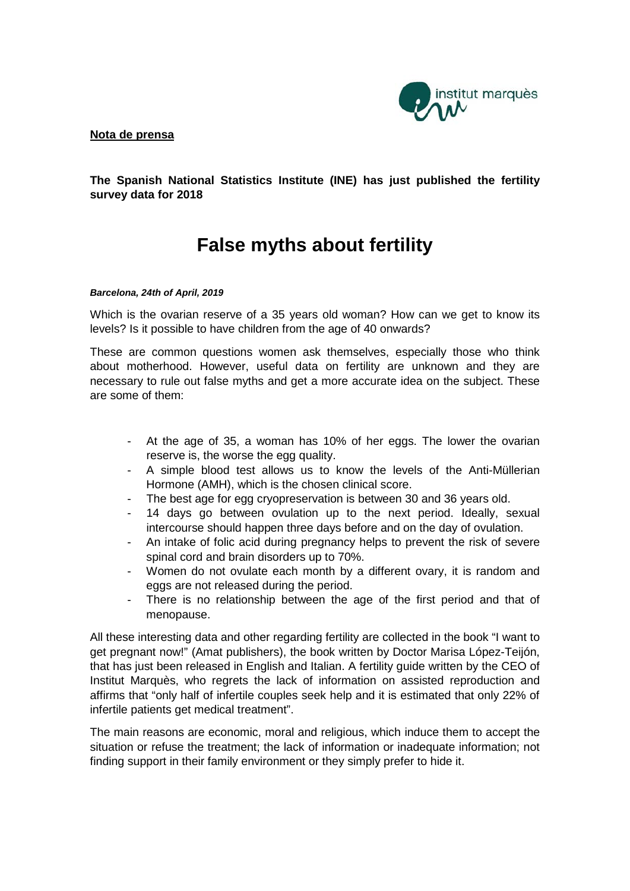**Nota de prensa**

**The Spanish National Statistics Institute (INE) has just published the fertility survey data for 2018**

# False myths about fertility

***Barcelona, 24th of April, 2019***

Which is the ovarian reserve of a 35 years old woman? How can we get to know its levels? Is it possible to have children from the age of 40 onwards?

These are common questions women ask themselves, especially those who think about motherhood. However, useful data on fertility are unknown and they are necessary to rule out false myths and get a more accurate idea on the subject. These are some of them:

- At the age of 35, a woman has 10% of her eggs. The lower the ovarian reserve is, the worse the egg quality.
- A simple blood test allows us to know the levels of the Anti-Müllerian Hormone (AMH), which is the chosen clinical score.
- The best age for egg cryopreservation is between 30 and 36 years old.
- 14 days go between ovulation up to the next period. Ideally, sexual intercourse should happen three days before and on the day of ovulation.
- An intake of folic acid during pregnancy helps to prevent the risk of severe spinal cord and brain disorders up to 70%.
- Women do not ovulate each month by a different ovary, it is random and eggs are not released during the period.
- There is no relationship between the age of the first period and that of menopause.

All these interesting data and other regarding fertility are collected in the book "I want to get pregnant now!" (Amat publishers), the book written by Doctor Marisa López-Teijón, that has just been released in English and Italian. A fertility guide written by the CEO of Institut Marquès, who regrets the lack of information on assisted reproduction and affirms that "only half of infertile couples seek help and it is estimated that only 22% of infertile patients get medical treatment".

The main reasons are economic, moral and religious, which induce them to accept the situation or refuse the treatment; the lack of information or inadequate information; not finding support in their family environment or they simply prefer to hide it.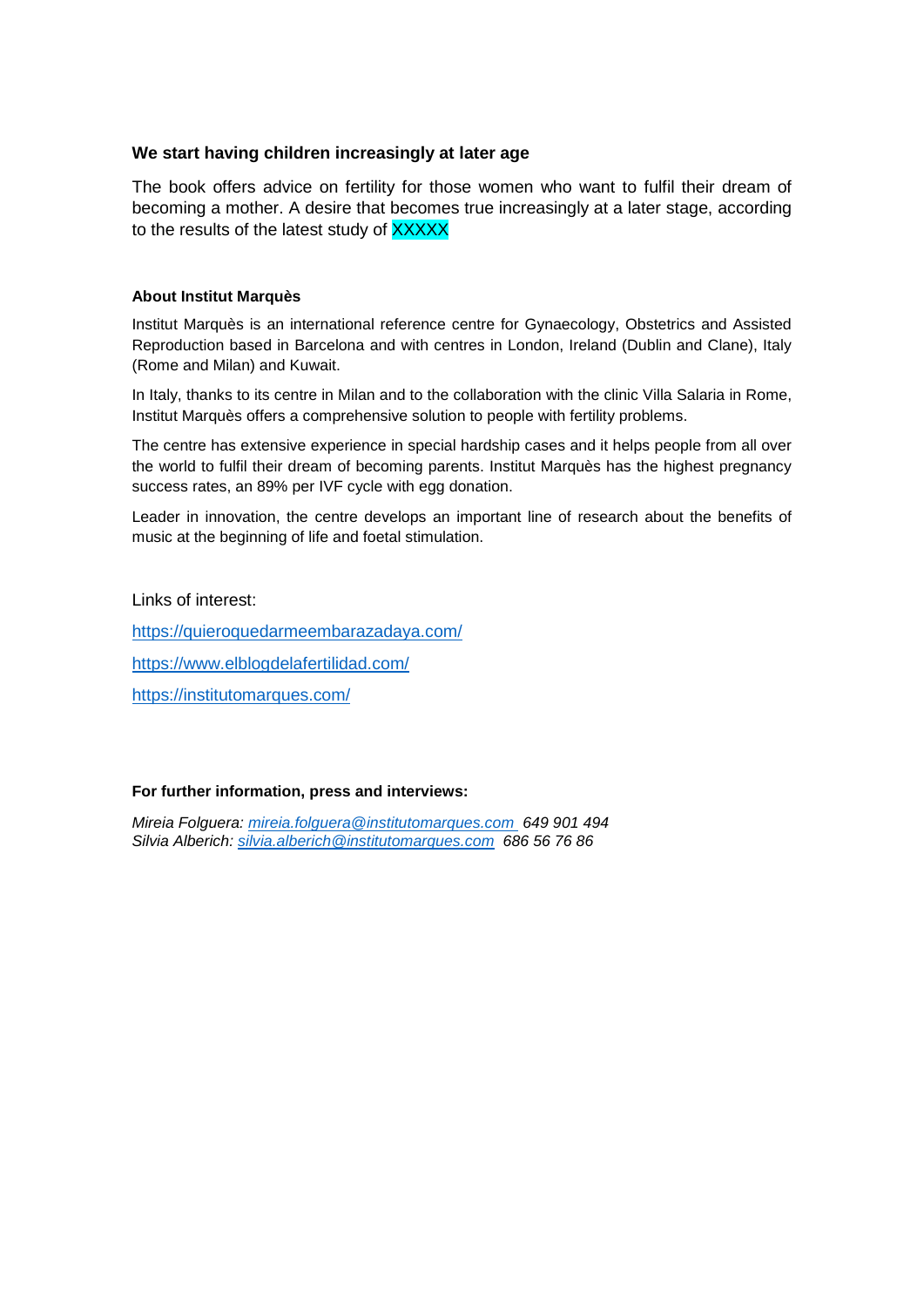### We start having children increasingly at later age

The book offers advice on fertility for those women who want to fulfil their dream of becoming a mother. A desire that becomes true increasingly at a later stage, according to the results of the latest study of XXXXX

#### About Institut Marquès

Institut Marquès is an international reference centre for Gynaecology, Obstetrics and Assisted Reproduction based in Barcelona and with centres in London, Ireland (Dublin and Clane), Italy (Rome and Milan) and Kuwait.

In Italy, thanks to its centre in Milan and to the collaboration with the clinic Villa Salaria in Rome, Institut Marquès offers a comprehensive solution to people with fertility problems.

The centre has extensive experience in special hardship cases and it helps people from all over the world to fulfil their dream of becoming parents. Institut Marquès has the highest pregnancy success rates, an 89% per IVF cycle with egg donation.

Leader in innovation, the centre develops an important line of research about the benefits of music at the beginning of life and foetal stimulation.

Links of interest:

https://quieroquedarmeembarazadaya.com/

https://www.elblogdelafertilidad.com/

https://institutomarques.com/

**For further information, press and interviews:**

*Mireia Folguera: mireia.folguera@institutomarques.com 649 901 494*
*Silvia Alberich: silvia.alberich@institutomarques.com 686 56 76 86*